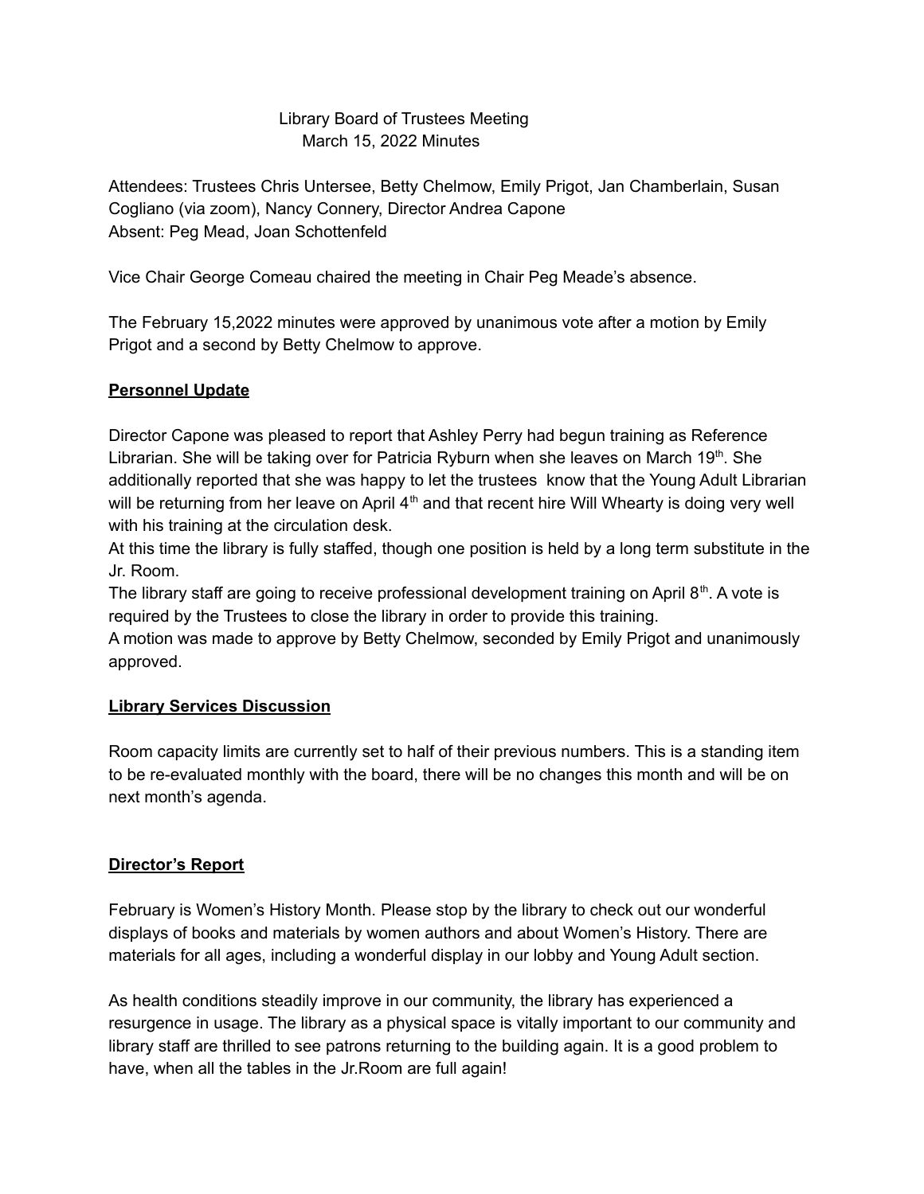Library Board of Trustees Meeting  
March 15, 2022 Minutes

Attendees: Trustees Chris Untersee, Betty Chelmow, Emily Prigot, Jan Chamberlain, Susan Cogliano (via zoom), Nancy Connery, Director Andrea Capone  
Absent: Peg Mead, Joan Schottenfeld

Vice Chair George Comeau chaired the meeting in Chair Peg Meade's absence.

The February 15,2022 minutes were approved by unanimous vote after a motion by Emily Prigot and a second by Betty Chelmow to approve.

**<u>Personnel Update</u>**

Director Capone was pleased to report that Ashley Perry had begun training as Reference Librarian. She will be taking over for Patricia Ryburn when she leaves on March 19th. She additionally reported that she was happy to let the trustees know that the Young Adult Librarian will be returning from her leave on April 4th and that recent hire Will Whearty is doing very well with his training at the circulation desk.  
At this time the library is fully staffed, though one position is held by a long term substitute in the Jr. Room.  
The library staff are going to receive professional development training on April 8th. A vote is required by the Trustees to close the library in order to provide this training.  
A motion was made to approve by Betty Chelmow, seconded by Emily Prigot and unanimously approved.

**<u>Library Services Discussion</u>**

Room capacity limits are currently set to half of their previous numbers. This is a standing item to be re-evaluated monthly with the board, there will be no changes this month and will be on next month's agenda.

**<u>Director's Report</u>**

February is Women's History Month. Please stop by the library to check out our wonderful displays of books and materials by women authors and about Women's History. There are materials for all ages, including a wonderful display in our lobby and Young Adult section.

As health conditions steadily improve in our community, the library has experienced a resurgence in usage. The library as a physical space is vitally important to our community and library staff are thrilled to see patrons returning to the building again. It is a good problem to have, when all the tables in the Jr.Room are full again!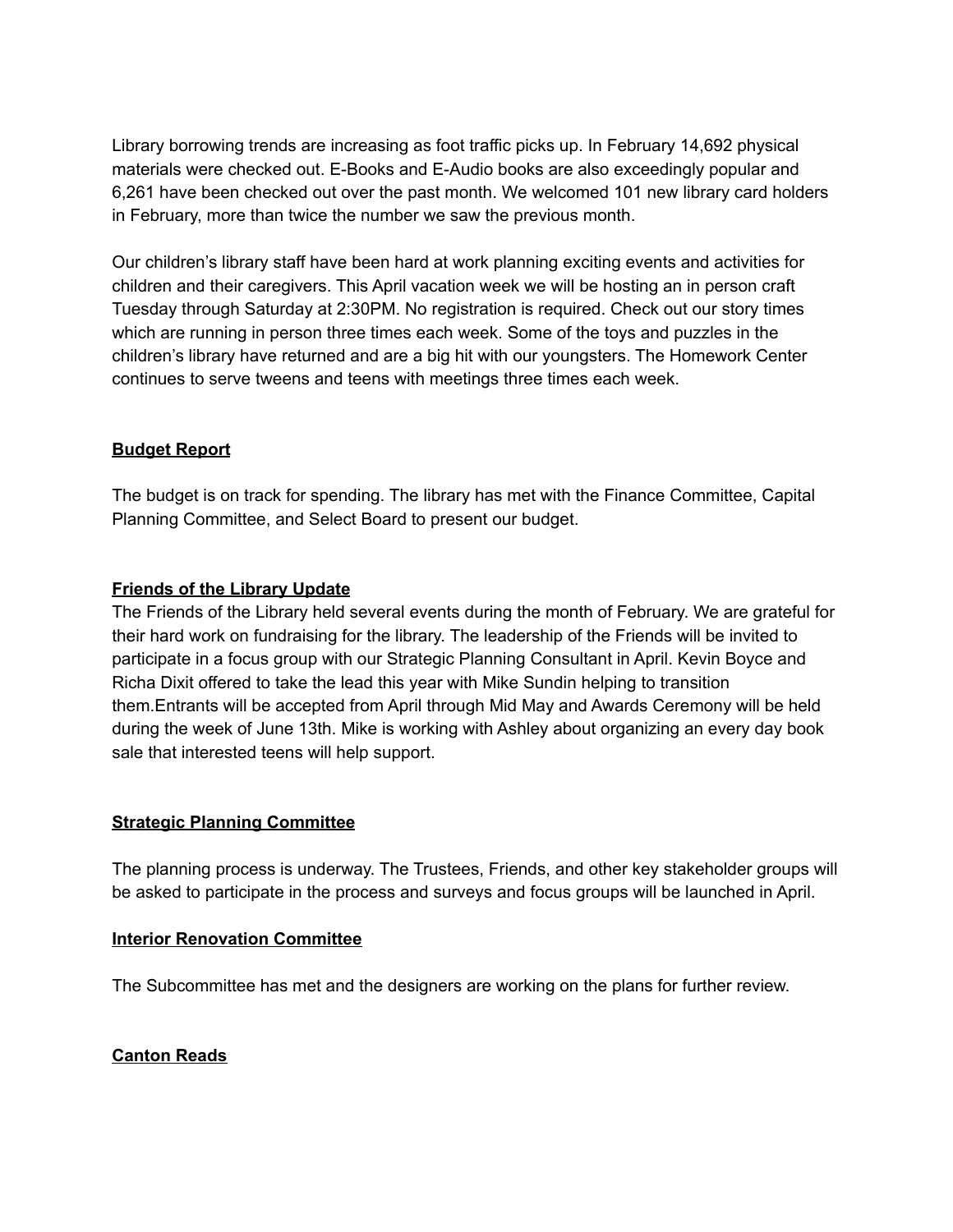Library borrowing trends are increasing as foot traffic picks up. In February 14,692 physical materials were checked out. E-Books and E-Audio books are also exceedingly popular and 6,261 have been checked out over the past month. We welcomed 101 new library card holders in February, more than twice the number we saw the previous month.

Our children's library staff have been hard at work planning exciting events and activities for children and their caregivers. This April vacation week we will be hosting an in person craft Tuesday through Saturday at 2:30PM. No registration is required. Check out our story times which are running in person three times each week. Some of the toys and puzzles in the children's library have returned and are a big hit with our youngsters. The Homework Center continues to serve tweens and teens with meetings three times each week.

**Budget Report**

The budget is on track for spending. The library has met with the Finance Committee, Capital Planning Committee, and Select Board to present our budget.

**Friends of the Library Update**

The Friends of the Library held several events during the month of February. We are grateful for their hard work on fundraising for the library. The leadership of the Friends will be invited to participate in a focus group with our Strategic Planning Consultant in April. Kevin Boyce and Richa Dixit offered to take the lead this year with Mike Sundin helping to transition them.Entrants will be accepted from April through Mid May and Awards Ceremony will be held during the week of June 13th. Mike is working with Ashley about organizing an every day book sale that interested teens will help support.

**Strategic Planning Committee**

The planning process is underway. The Trustees, Friends, and other key stakeholder groups will be asked to participate in the process and surveys and focus groups will be launched in April.

**Interior Renovation Committee**

The Subcommittee has met and the designers are working on the plans for further review.

**Canton Reads**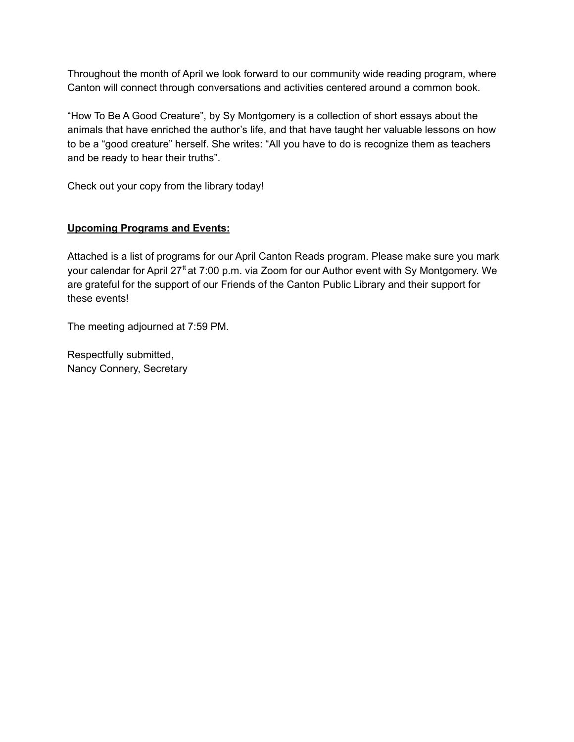Throughout the month of April we look forward to our community wide reading program, where Canton will connect through conversations and activities centered around a common book.

“How To Be A Good Creature”, by Sy Montgomery is a collection of short essays about the animals that have enriched the author’s life, and that have taught her valuable lessons on how to be a “good creature” herself. She writes: “All you have to do is recognize them as teachers and be ready to hear their truths”.

Check out your copy from the library today!

**Upcoming Programs and Events:**

Attached is a list of programs for our April Canton Reads program. Please make sure you mark your calendar for April 27th at 7:00 p.m. via Zoom for our Author event with Sy Montgomery. We are grateful for the support of our Friends of the Canton Public Library and their support for these events!

The meeting adjourned at 7:59 PM.

Respectfully submitted,
Nancy Connery, Secretary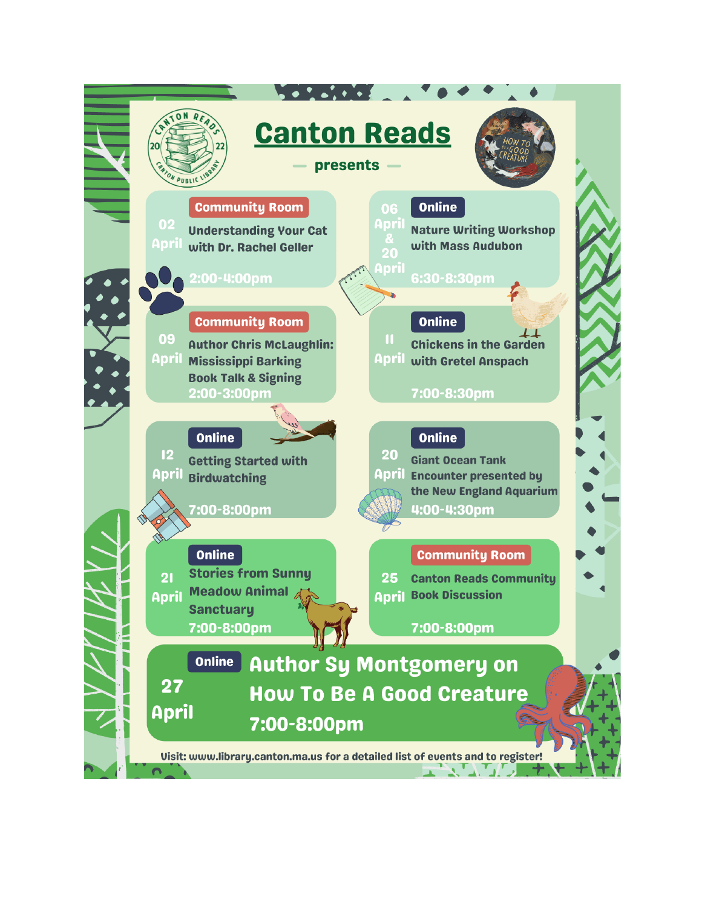# Canton Reads

## presents

**Community Room**
02 April
Understanding Your Cat with Dr. Rachel Geller
2:00-4:00pm

**Online**
06 April & 20 April
Nature Writing Workshop with Mass Audubon
6:30-8:30pm

**Community Room**
09 April
Author Chris McLaughlin: Mississippi Barking Book Talk & Signing
2:00-3:00pm

**Online**
11 April
Chickens in the Garden with Gretel Anspach
7:00-8:30pm

**Online**
12 April
Getting Started with Birdwatching
7:00-8:00pm

**Online**
20 April
Giant Ocean Tank Encounter presented by the New England Aquarium
4:00-4:30pm

**Online**
21 April
Stories from Sunny Meadow Animal Sanctuary
7:00-8:00pm

**Community Room**
25 April
Canton Reads Community Book Discussion
7:00-8:00pm

**Online**
27 April
**Author Sy Montgomery on How To Be A Good Creature**
**7:00-8:00pm**

Visit: www.library.canton.ma.us for a detailed list of events and to register!